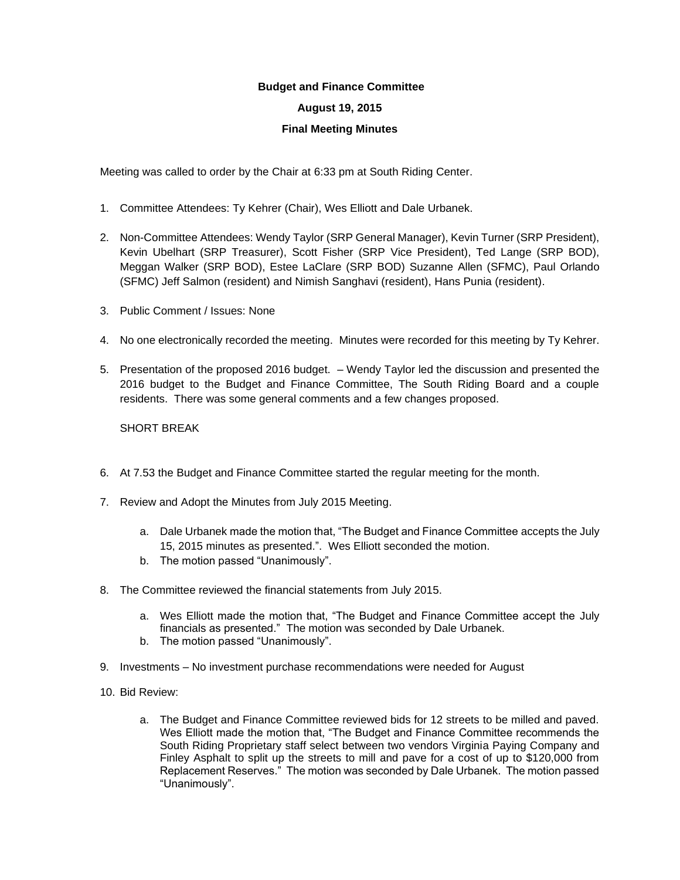**Budget and Finance Committee**

**August 19, 2015**

**Final Meeting Minutes**

Meeting was called to order by the Chair at 6:33 pm at South Riding Center.

1. Committee Attendees: Ty Kehrer (Chair), Wes Elliott and Dale Urbanek.

2. Non-Committee Attendees: Wendy Taylor (SRP General Manager), Kevin Turner (SRP President), Kevin Ubelhart (SRP Treasurer), Scott Fisher (SRP Vice President), Ted Lange (SRP BOD), Meggan Walker (SRP BOD), Estee LaClare (SRP BOD) Suzanne Allen (SFMC), Paul Orlando (SFMC) Jeff Salmon (resident) and Nimish Sanghavi (resident), Hans Punia (resident).

3. Public Comment / Issues: None

4. No one electronically recorded the meeting. Minutes were recorded for this meeting by Ty Kehrer.

5. Presentation of the proposed 2016 budget. – Wendy Taylor led the discussion and presented the 2016 budget to the Budget and Finance Committee, The South Riding Board and a couple residents. There was some general comments and a few changes proposed.

   SHORT BREAK

6. At 7.53 the Budget and Finance Committee started the regular meeting for the month.

7. Review and Adopt the Minutes from July 2015 Meeting.

   a. Dale Urbanek made the motion that, "The Budget and Finance Committee accepts the July 15, 2015 minutes as presented.". Wes Elliott seconded the motion.
   b. The motion passed "Unanimously".

8. The Committee reviewed the financial statements from July 2015.

   a. Wes Elliott made the motion that, "The Budget and Finance Committee accept the July financials as presented." The motion was seconded by Dale Urbanek.
   b. The motion passed "Unanimously".

9. Investments – No investment purchase recommendations were needed for August

10. Bid Review:

    a. The Budget and Finance Committee reviewed bids for 12 streets to be milled and paved. Wes Elliott made the motion that, "The Budget and Finance Committee recommends the South Riding Proprietary staff select between two vendors Virginia Paying Company and Finley Asphalt to split up the streets to mill and pave for a cost of up to $120,000 from Replacement Reserves." The motion was seconded by Dale Urbanek. The motion passed "Unanimously".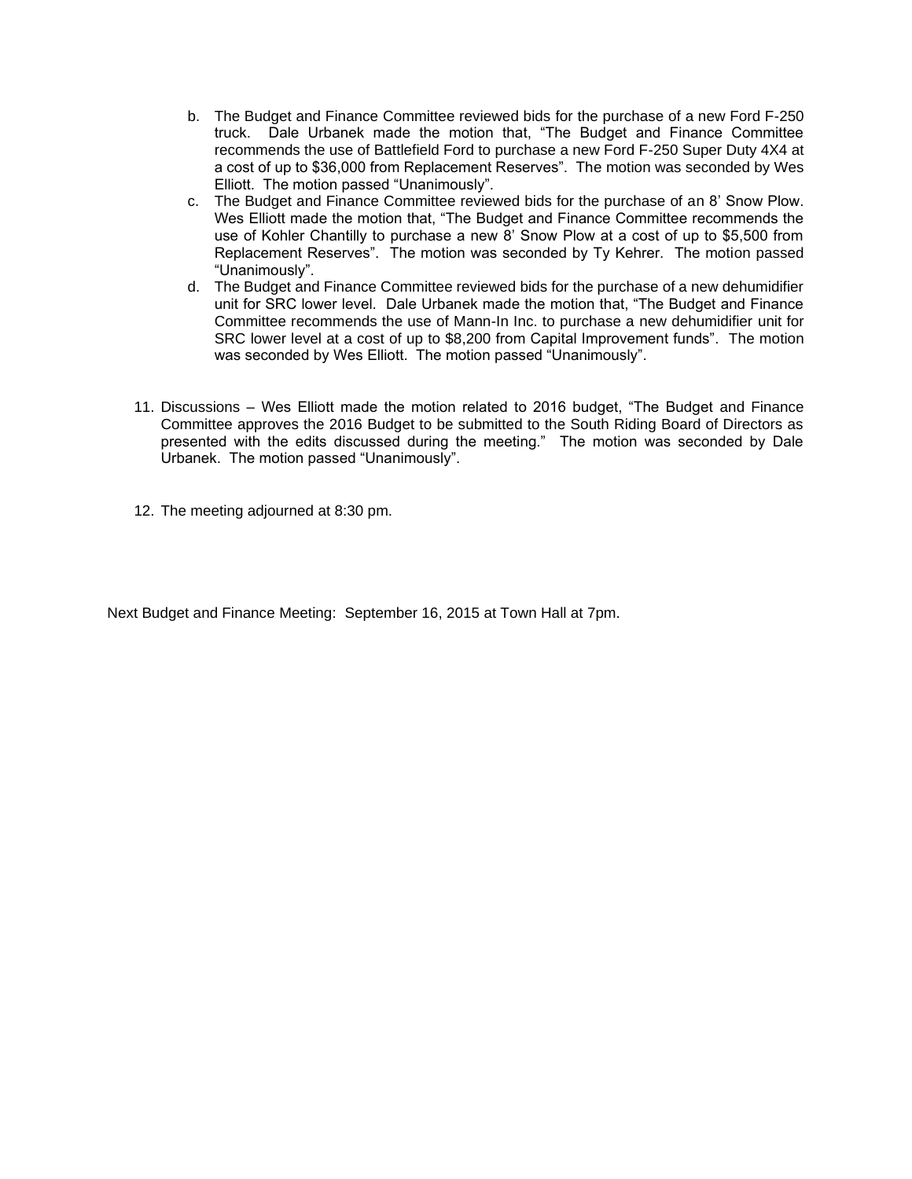b. The Budget and Finance Committee reviewed bids for the purchase of a new Ford F-250 truck. Dale Urbanek made the motion that, "The Budget and Finance Committee recommends the use of Battlefield Ford to purchase a new Ford F-250 Super Duty 4X4 at a cost of up to $36,000 from Replacement Reserves". The motion was seconded by Wes Elliott. The motion passed "Unanimously".

c. The Budget and Finance Committee reviewed bids for the purchase of an 8' Snow Plow. Wes Elliott made the motion that, "The Budget and Finance Committee recommends the use of Kohler Chantilly to purchase a new 8' Snow Plow at a cost of up to $5,500 from Replacement Reserves". The motion was seconded by Ty Kehrer. The motion passed "Unanimously".

d. The Budget and Finance Committee reviewed bids for the purchase of a new dehumidifier unit for SRC lower level. Dale Urbanek made the motion that, "The Budget and Finance Committee recommends the use of Mann-In Inc. to purchase a new dehumidifier unit for SRC lower level at a cost of up to $8,200 from Capital Improvement funds". The motion was seconded by Wes Elliott. The motion passed "Unanimously".

11. Discussions – Wes Elliott made the motion related to 2016 budget, "The Budget and Finance Committee approves the 2016 Budget to be submitted to the South Riding Board of Directors as presented with the edits discussed during the meeting." The motion was seconded by Dale Urbanek. The motion passed "Unanimously".

12. The meeting adjourned at 8:30 pm.

Next Budget and Finance Meeting: September 16, 2015 at Town Hall at 7pm.